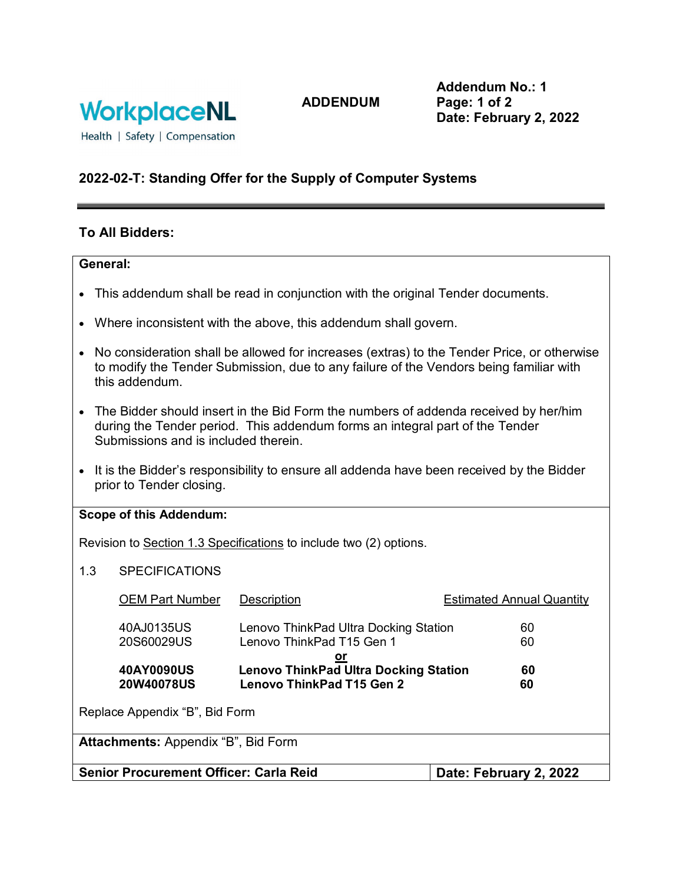WorkplaceNL
Health | Safety | Compensation

**ADDENDUM**

**Addendum No.: 1**
**Date: February 2, 2022**

## 2022-02-T: Standing Offer for the Supply of Computer Systems

### To All Bidders:

**General:**

- This addendum shall be read in conjunction with the original Tender documents.
- Where inconsistent with the above, this addendum shall govern.
- No consideration shall be allowed for increases (extras) to the Tender Price, or otherwise to modify the Tender Submission, due to any failure of the Vendors being familiar with this addendum.
- The Bidder should insert in the Bid Form the numbers of addenda received by her/him during the Tender period. This addendum forms an integral part of the Tender Submissions and is included therein.
- It is the Bidder's responsibility to ensure all addenda have been received by the Bidder prior to Tender closing.

**Scope of this Addendum:**

Revision to Section 1.3 Specifications to include two (2) options.

1.3 SPECIFICATIONS

| OEM Part Number | Description | Estimated Annual Quantity |
|---|---|---|
| 40AJ0135US | Lenovo ThinkPad Ultra Docking Station | 60 |
| 20S60029US | Lenovo ThinkPad T15 Gen 1 | 60 |
| | **or** | |
| **40AY0090US** | **Lenovo ThinkPad Ultra Docking Station** | **60** |
| **20W40078US** | **Lenovo ThinkPad T15 Gen 2** | **60** |

Replace Appendix "B", Bid Form

**Attachments:** Appendix "B", Bid Form

**Senior Procurement Officer: Carla Reid** | **Date: February 2, 2022**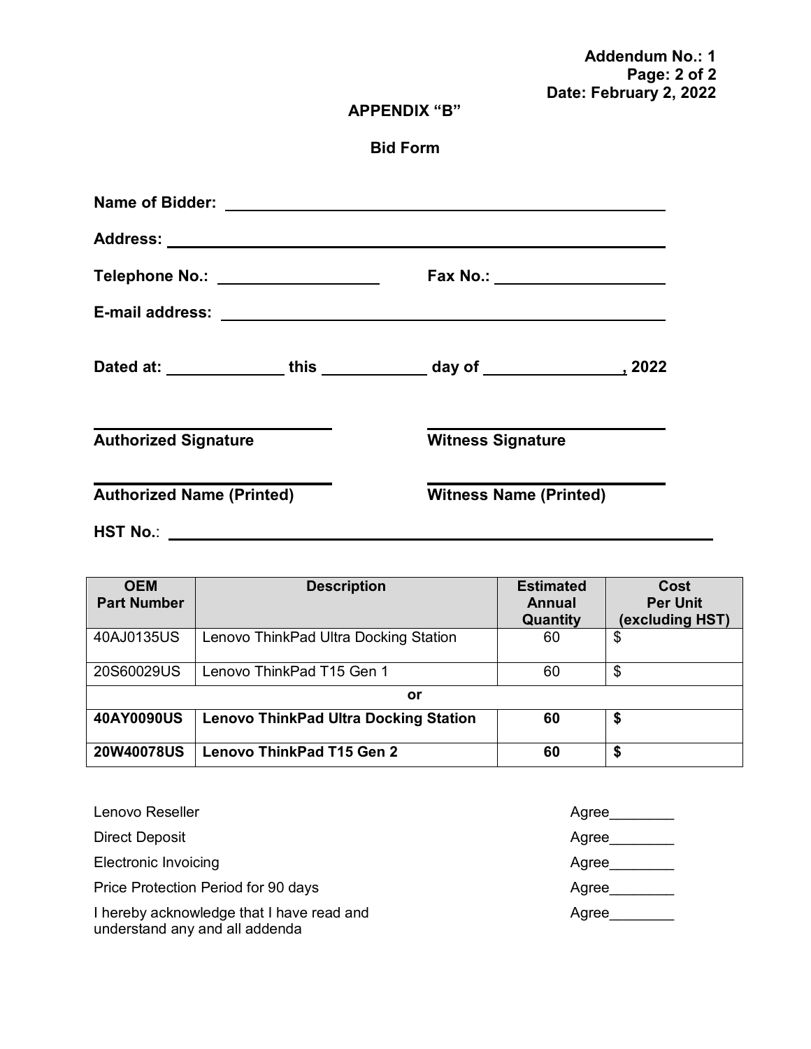**Addendum No.: 1**
**Date: February 2, 2022**

## APPENDIX "B"

### Bid Form

**Name of Bidder:** ______________________________________________

**Address:** ______________________________________________

**Telephone No.:** ____________________ **Fax No.:** ____________________

**E-mail address:** ______________________________________________

**Dated at:** ______________ **this** ____________ **day of** ________________**, 2022**

______________________________ ______________________________
**Authorized Signature** **Witness Signature**

______________________________ ______________________________
**Authorized Name (Printed)** **Witness Name (Printed)**

**HST No.**: ______________________________________________

| OEM Part Number | Description | Estimated Annual Quantity | Cost Per Unit (excluding HST) |
|---|---|---|---|
| 40AJ0135US | Lenovo ThinkPad Ultra Docking Station | 60 | $ |
| 20S60029US | Lenovo ThinkPad T15 Gen 1 | 60 | $ |
| | or | | |
| **40AY0090US** | **Lenovo ThinkPad Ultra Docking Station** | **60** | **$** |
| **20W40078US** | **Lenovo ThinkPad T15 Gen 2** | **60** | **$** |

Lenovo Reseller Agree________

Direct Deposit Agree________

Electronic Invoicing Agree________

Price Protection Period for 90 days Agree________

I hereby acknowledge that I have read and understand any and all addenda Agree________